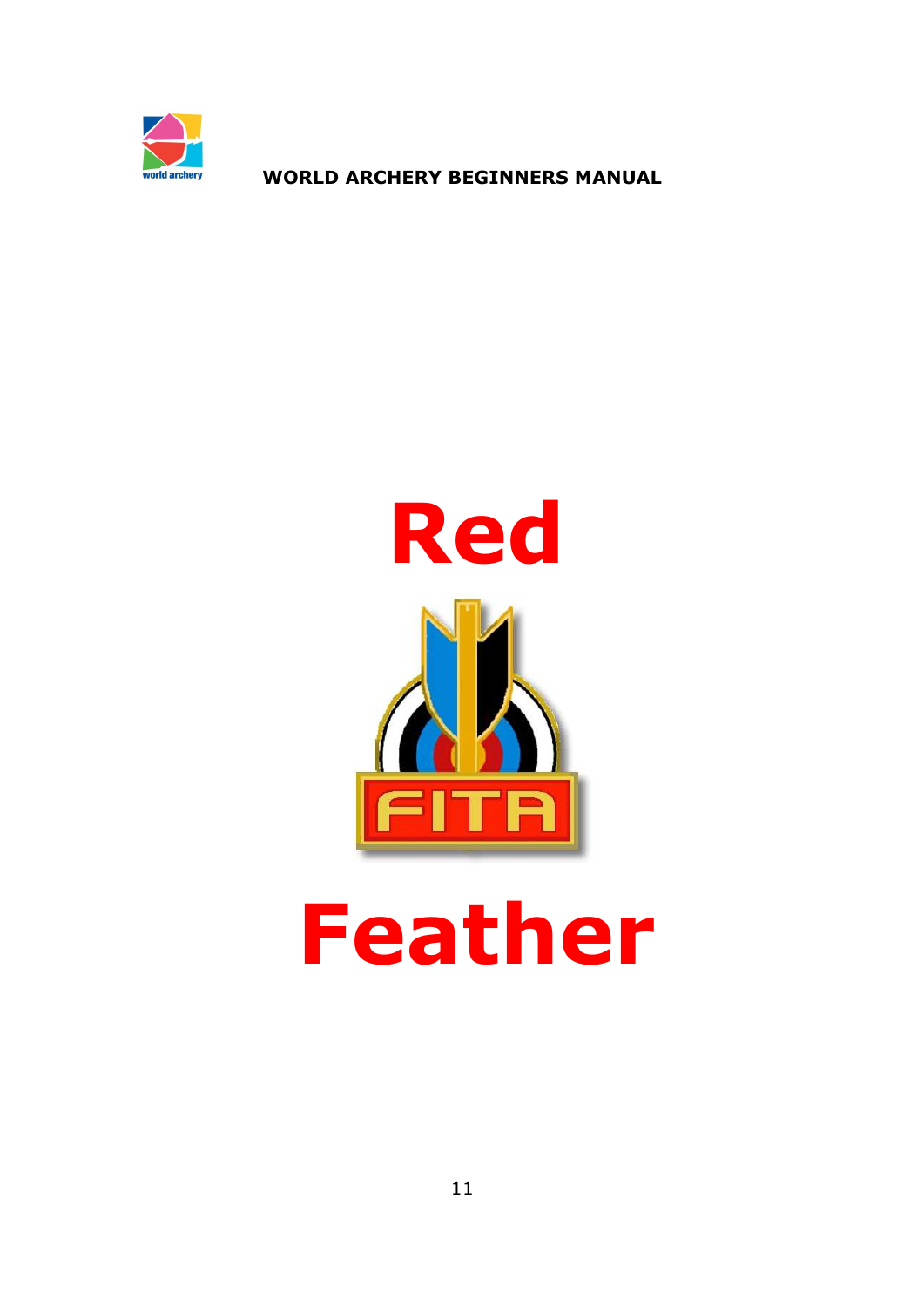# Red

FITA

# Feather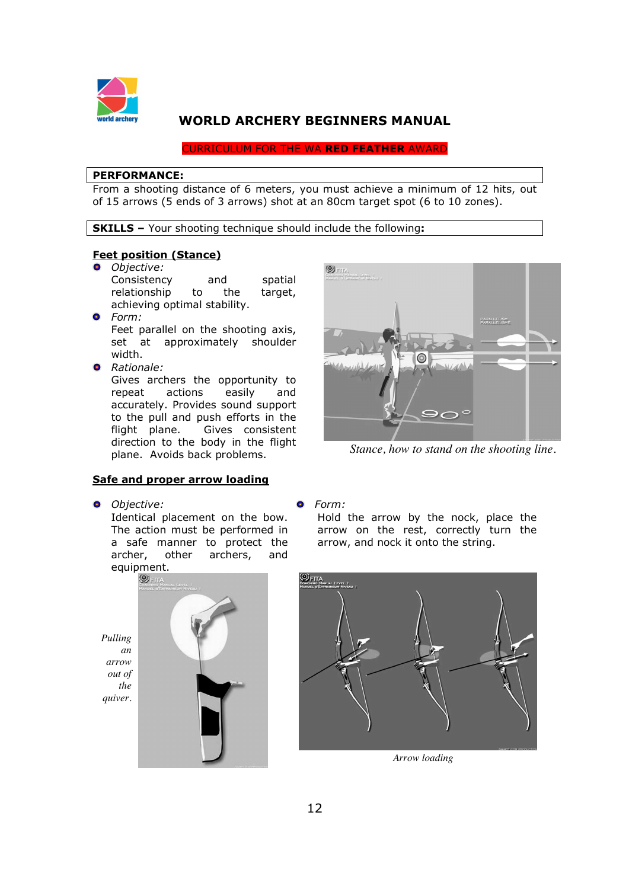# WORLD ARCHERY BEGINNERS MANUAL

CURRICULUM FOR THE WA **RED FEATHER** AWARD

**PERFORMANCE:**
From a shooting distance of 6 meters, you must achieve a minimum of 12 hits, out of 15 arrows (5 ends of 3 arrows) shot at an 80cm target spot (6 to 10 zones).

**SKILLS –** Your shooting technique should include the following**:**

## Feet position (Stance)

- *Objective:*
  Consistency and spatial relationship to the target, achieving optimal stability.
- *Form:*
  Feet parallel on the shooting axis, set at approximately shoulder width.
- *Rationale:*
  Gives archers the opportunity to repeat actions easily and accurately. Provides sound support to the pull and push efforts in the flight plane. Gives consistent direction to the body in the flight plane. Avoids back problems.

*Stance, how to stand on the shooting line.*

## Safe and proper arrow loading

- *Objective:*
  Identical placement on the bow. The action must be performed in a safe manner to protect the archer, other archers, and equipment.
- *Form:*
  Hold the arrow by the nock, place the arrow on the rest, correctly turn the arrow, and nock it onto the string.

*Pulling an arrow out of the quiver.*

*Arrow loading*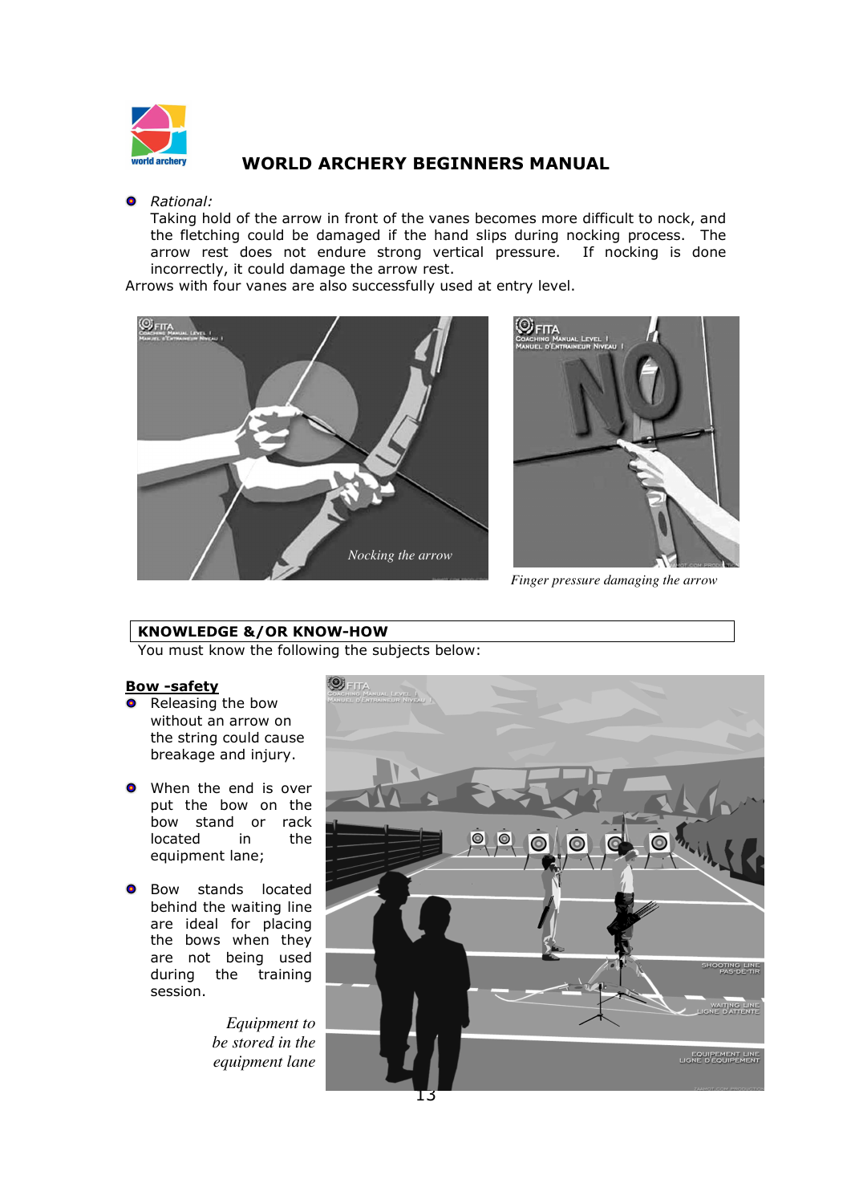- *Rational:*
  Taking hold of the arrow in front of the vanes becomes more difficult to nock, and the fletching could be damaged if the hand slips during nocking process. The arrow rest does not endure strong vertical pressure. If nocking is done incorrectly, it could damage the arrow rest.

Arrows with four vanes are also successfully used at entry level.

*Nocking the arrow*

*Finger pressure damaging the arrow*

**KNOWLEDGE &/OR KNOW-HOW**

You must know the following the subjects below:

**Bow -safety**

- Releasing the bow without an arrow on the string could cause breakage and injury.
- When the end is over put the bow on the bow stand or rack located in the equipment lane;
- Bow stands located behind the waiting line are ideal for placing the bows when they are not being used during the training session.

*Equipment to be stored in the equipment lane*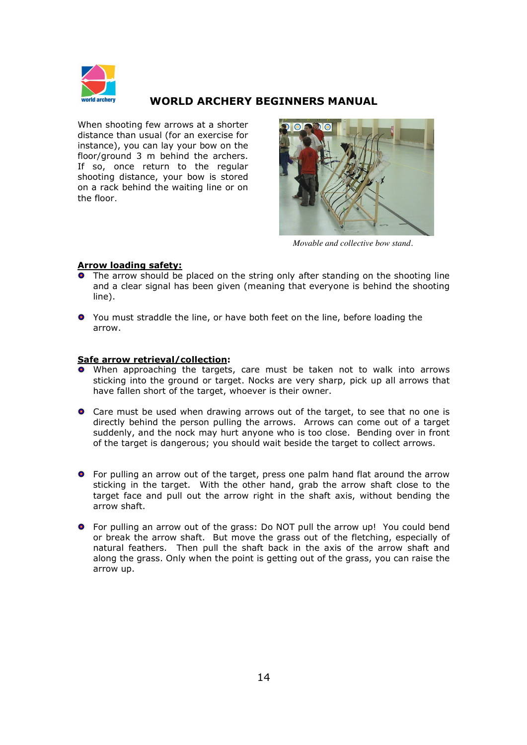When shooting few arrows at a shorter distance than usual (for an exercise for instance), you can lay your bow on the floor/ground 3 m behind the archers. If so, once return to the regular shooting distance, your bow is stored on a rack behind the waiting line or on the floor.

*Movable and collective bow stand.*

**Arrow loading safety:**

- The arrow should be placed on the string only after standing on the shooting line and a clear signal has been given (meaning that everyone is behind the shooting line).
- You must straddle the line, or have both feet on the line, before loading the arrow.

**Safe arrow retrieval/collection:**

- When approaching the targets, care must be taken not to walk into arrows sticking into the ground or target. Nocks are very sharp, pick up all arrows that have fallen short of the target, whoever is their owner.
- Care must be used when drawing arrows out of the target, to see that no one is directly behind the person pulling the arrows. Arrows can come out of a target suddenly, and the nock may hurt anyone who is too close. Bending over in front of the target is dangerous; you should wait beside the target to collect arrows.
- For pulling an arrow out of the target, press one palm hand flat around the arrow sticking in the target. With the other hand, grab the arrow shaft close to the target face and pull out the arrow right in the shaft axis, without bending the arrow shaft.
- For pulling an arrow out of the grass: Do NOT pull the arrow up! You could bend or break the arrow shaft. But move the grass out of the fletching, especially of natural feathers. Then pull the shaft back in the axis of the arrow shaft and along the grass. Only when the point is getting out of the grass, you can raise the arrow up.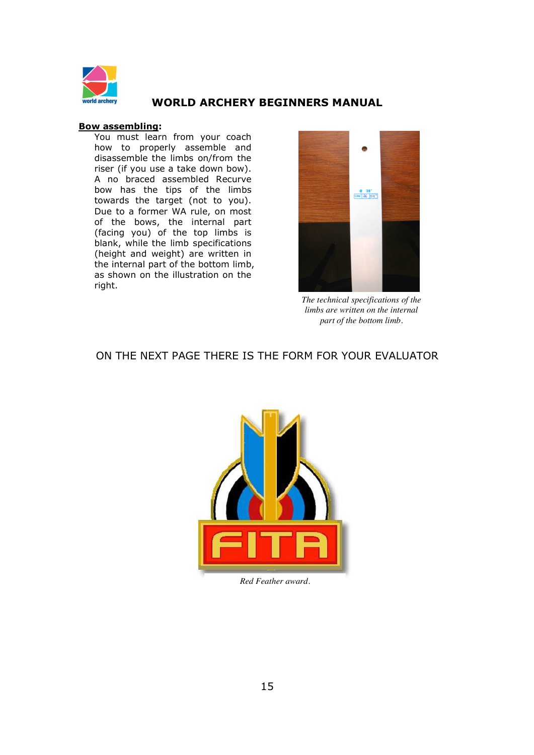**Bow assembling:**

You must learn from your coach how to properly assemble and disassemble the limbs on/from the riser (if you use a take down bow). A no braced assembled Recurve bow has the tips of the limbs towards the target (not to you). Due to a former WA rule, on most of the bows, the internal part (facing you) of the top limbs is blank, while the limb specifications (height and weight) are written in the internal part of the bottom limb, as shown on the illustration on the right.

*The technical specifications of the limbs are written on the internal part of the bottom limb.*

ON THE NEXT PAGE THERE IS THE FORM FOR YOUR EVALUATOR

*Red Feather award.*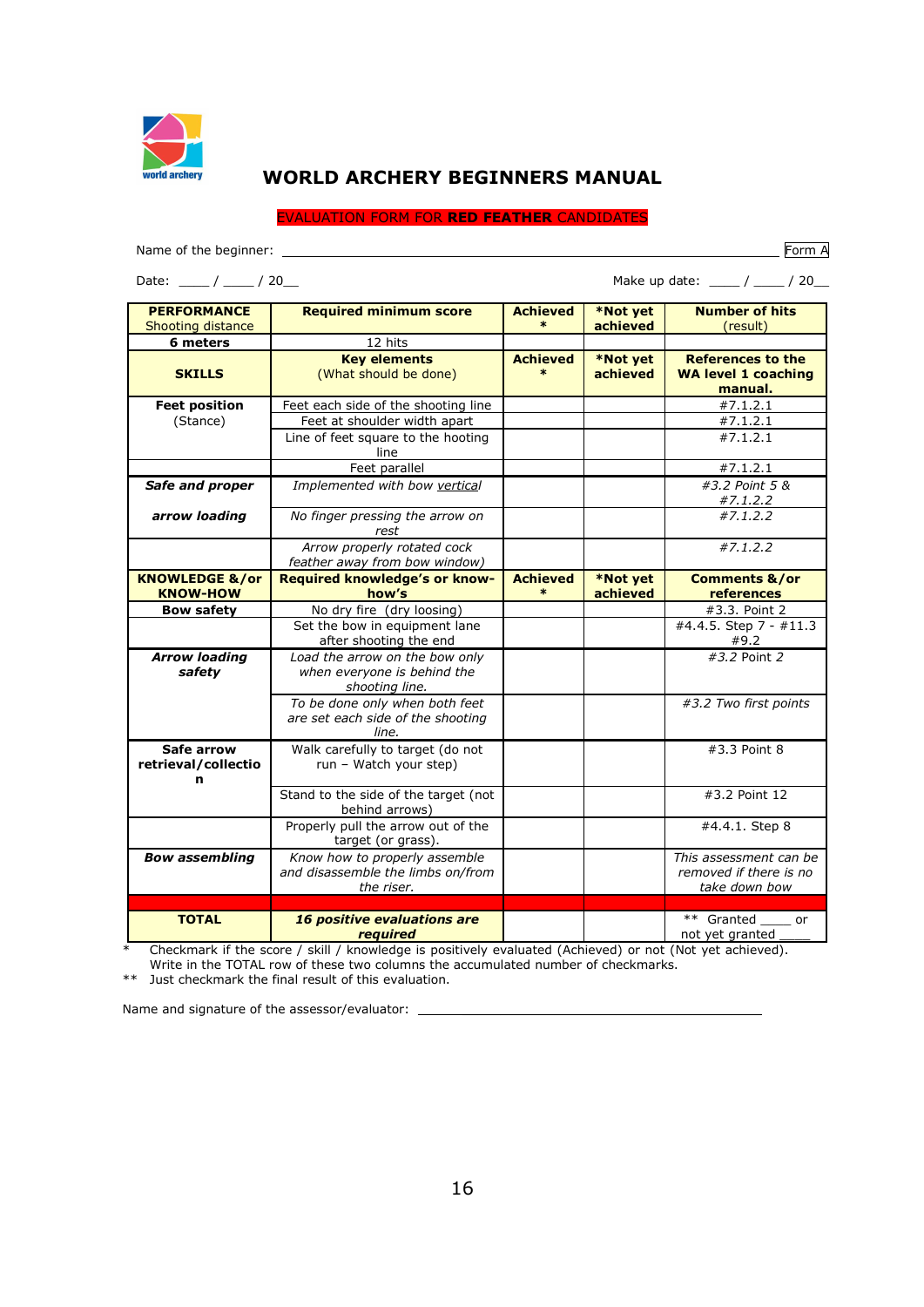# WORLD ARCHERY BEGINNERS MANUAL

EVALUATION FORM FOR **RED FEATHER** CANDIDATES

Name of the beginner: ______________________________ Form A

Date: ____ / ____ / 20__ Make up date: ____ / ____ / 20__

| **PERFORMANCE** Shooting distance | **Required minimum score** | **Achieved \*** | **\*Not yet achieved** | **Number of hits** (result) |
|---|---|---|---|---|
| **6 meters** | 12 hits | | | |
| **SKILLS** | **Key elements** (What should be done) | **Achieved \*** | **\*Not yet achieved** | **References to the WA level 1 coaching manual.** |
| **Feet position** (Stance) | Feet each side of the shooting line | | | #7.1.2.1 |
| | Feet at shoulder width apart | | | #7.1.2.1 |
| | Line of feet square to the hooting line | | | #7.1.2.1 |
| | Feet parallel | | | #7.1.2.1 |
| ***Safe and proper*** | *Implemented with bow vertical* | | | *#3.2 Point 5 & #7.1.2.2* |
| ***arrow loading*** | *No finger pressing the arrow on rest* | | | *#7.1.2.2* |
| | *Arrow properly rotated cock feather away from bow window)* | | | *#7.1.2.2* |
| **KNOWLEDGE &/or KNOW-HOW** | **Required knowledge's or know-how's** | **Achieved \*** | **\*Not yet achieved** | **Comments &/or references** |
| **Bow safety** | No dry fire (dry loosing) | | | #3.3. Point 2 |
| | Set the bow in equipment lane after shooting the end | | | #4.4.5. Step 7 - #11.3 #9.2 |
| ***Arrow loading safety*** | *Load the arrow on the bow only when everyone is behind the shooting line.* | | | *#3.2 Point 2* |
| | *To be done only when both feet are set each side of the shooting line.* | | | *#3.2 Two first points* |
| **Safe arrow retrieval/collection** | Walk carefully to target (do not run – Watch your step) | | | #3.3 Point 8 |
| | Stand to the side of the target (not behind arrows) | | | #3.2 Point 12 |
| | Properly pull the arrow out of the target (or grass). | | | #4.4.1. Step 8 |
| ***Bow assembling*** | *Know how to properly assemble and disassemble the limbs on/from the riser.* | | | *This assessment can be removed if there is no take down bow* |
| | | | | |
| **TOTAL** | ***16 positive evaluations are required*** | | | \*\* Granted ____ or not yet granted ____ |

\* Checkmark if the score / skill / knowledge is positively evaluated (Achieved) or not (Not yet achieved). Write in the TOTAL row of these two columns the accumulated number of checkmarks.

\*\* Just checkmark the final result of this evaluation.

Name and signature of the assessor/evaluator: ______________________________